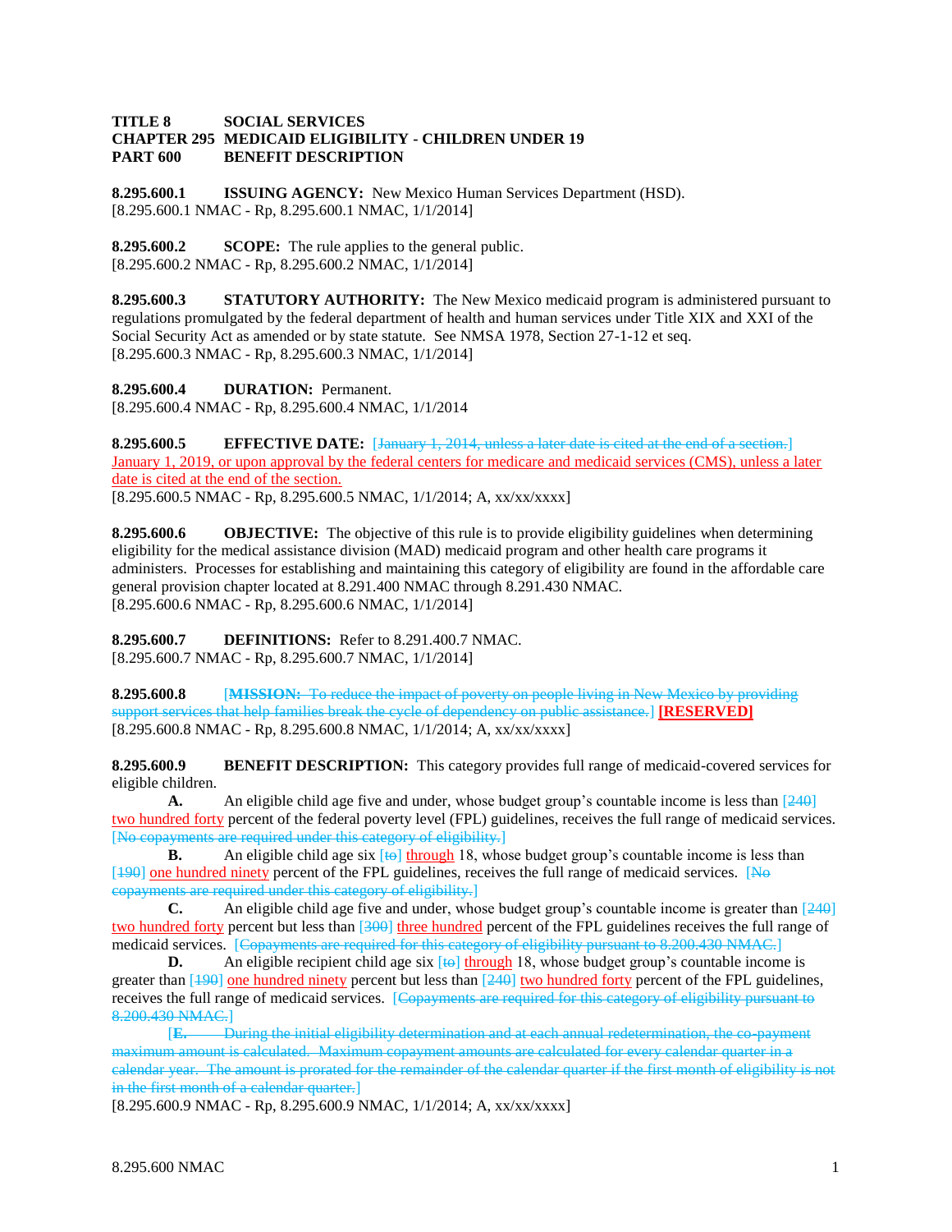**TITLE 8 SOCIAL SERVICES**
**CHAPTER 295 MEDICAID ELIGIBILITY - CHILDREN UNDER 19**
**PART 600 BENEFIT DESCRIPTION**

**8.295.600.1 ISSUING AGENCY:** New Mexico Human Services Department (HSD).
[8.295.600.1 NMAC - Rp, 8.295.600.1 NMAC, 1/1/2014]

**8.295.600.2 SCOPE:** The rule applies to the general public.
[8.295.600.2 NMAC - Rp, 8.295.600.2 NMAC, 1/1/2014]

**8.295.600.3 STATUTORY AUTHORITY:** The New Mexico medicaid program is administered pursuant to regulations promulgated by the federal department of health and human services under Title XIX and XXI of the Social Security Act as amended or by state statute. See NMSA 1978, Section 27-1-12 et seq.
[8.295.600.3 NMAC - Rp, 8.295.600.3 NMAC, 1/1/2014]

**8.295.600.4 DURATION:** Permanent.
[8.295.600.4 NMAC - Rp, 8.295.600.4 NMAC, 1/1/2014

**8.295.600.5 EFFECTIVE DATE:** [~~January 1, 2014, unless a later date is cited at the end of a section.~~] <u>January 1, 2019, or upon approval by the federal centers for medicare and medicaid services (CMS), unless a later date is cited at the end of the section.</u>
[8.295.600.5 NMAC - Rp, 8.295.600.5 NMAC, 1/1/2014; A, xx/xx/xxxx]

**8.295.600.6 OBJECTIVE:** The objective of this rule is to provide eligibility guidelines when determining eligibility for the medical assistance division (MAD) medicaid program and other health care programs it administers. Processes for establishing and maintaining this category of eligibility are found in the affordable care general provision chapter located at 8.291.400 NMAC through 8.291.430 NMAC.
[8.295.600.6 NMAC - Rp, 8.295.600.6 NMAC, 1/1/2014]

**8.295.600.7 DEFINITIONS:** Refer to 8.291.400.7 NMAC.
[8.295.600.7 NMAC - Rp, 8.295.600.7 NMAC, 1/1/2014]

**8.295.600.8** [~~**MISSION:** To reduce the impact of poverty on people living in New Mexico by providing support services that help families break the cycle of dependency on public assistance.~~] <u>**[RESERVED]**</u>
[8.295.600.8 NMAC - Rp, 8.295.600.8 NMAC, 1/1/2014; A, xx/xx/xxxx]

**8.295.600.9 BENEFIT DESCRIPTION:** This category provides full range of medicaid-covered services for eligible children.

**A.** An eligible child age five and under, whose budget group's countable income is less than [~~240~~] <u>two hundred forty</u> percent of the federal poverty level (FPL) guidelines, receives the full range of medicaid services. [~~No copayments are required under this category of eligibility.~~]

**B.** An eligible child age six [~~to~~] <u>through</u> 18, whose budget group's countable income is less than [~~190~~] <u>one hundred ninety</u> percent of the FPL guidelines, receives the full range of medicaid services. [~~No copayments are required under this category of eligibility.~~]

**C.** An eligible child age five and under, whose budget group's countable income is greater than [~~240~~] <u>two hundred forty</u> percent but less than [~~300~~] <u>three hundred</u> percent of the FPL guidelines receives the full range of medicaid services. [~~Copayments are required for this category of eligibility pursuant to 8.200.430 NMAC.~~]

**D.** An eligible recipient child age six [~~to~~] <u>through</u> 18, whose budget group's countable income is greater than [~~190~~] <u>one hundred ninety</u> percent but less than [~~240~~] <u>two hundred forty</u> percent of the FPL guidelines, receives the full range of medicaid services. [~~Copayments are required for this category of eligibility pursuant to 8.200.430 NMAC.~~]

[~~**E.** During the initial eligibility determination and at each annual redetermination, the co-payment maximum amount is calculated. Maximum copayment amounts are calculated for every calendar quarter in a calendar year. The amount is prorated for the remainder of the calendar quarter if the first month of eligibility is not in the first month of a calendar quarter.~~]

[8.295.600.9 NMAC - Rp, 8.295.600.9 NMAC, 1/1/2014; A, xx/xx/xxxx]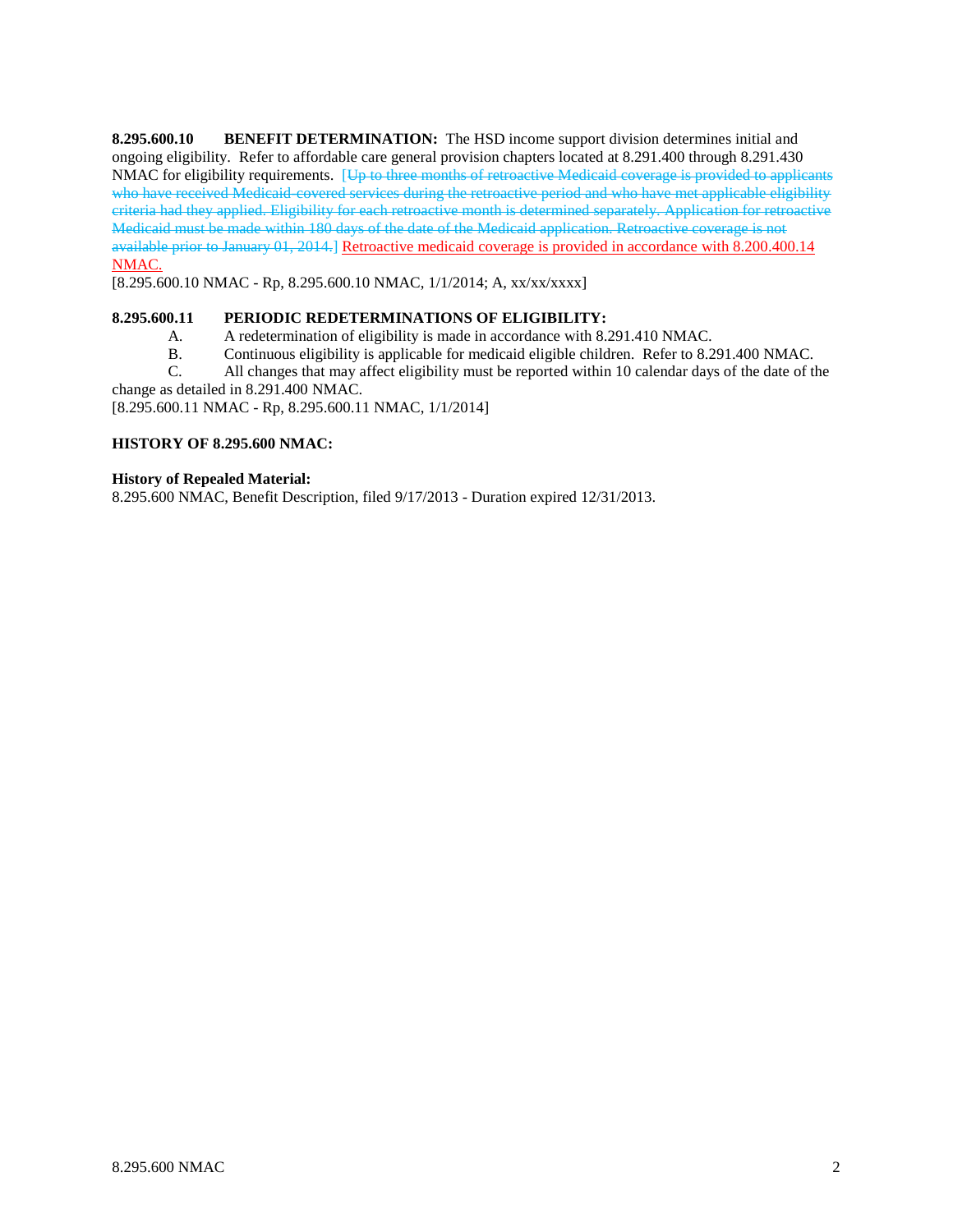**8.295.600.10 BENEFIT DETERMINATION:** The HSD income support division determines initial and ongoing eligibility. Refer to affordable care general provision chapters located at 8.291.400 through 8.291.430 NMAC for eligibility requirements. [~~Up to three months of retroactive Medicaid coverage is provided to applicants who have received Medicaid-covered services during the retroactive period and who have met applicable eligibility criteria had they applied. Eligibility for each retroactive month is determined separately. Application for retroactive Medicaid must be made within 180 days of the date of the Medicaid application. Retroactive coverage is not available prior to January 01, 2014.~~] <u>Retroactive medicaid coverage is provided in accordance with 8.200.400.14 NMAC.</u>

[8.295.600.10 NMAC - Rp, 8.295.600.10 NMAC, 1/1/2014; A, xx/xx/xxxx]

**8.295.600.11 PERIODIC REDETERMINATIONS OF ELIGIBILITY:**

A. A redetermination of eligibility is made in accordance with 8.291.410 NMAC.

B. Continuous eligibility is applicable for medicaid eligible children. Refer to 8.291.400 NMAC.

C. All changes that may affect eligibility must be reported within 10 calendar days of the date of the change as detailed in 8.291.400 NMAC.

[8.295.600.11 NMAC - Rp, 8.295.600.11 NMAC, 1/1/2014]

**HISTORY OF 8.295.600 NMAC:**

**History of Repealed Material:**

8.295.600 NMAC, Benefit Description, filed 9/17/2013 - Duration expired 12/31/2013.